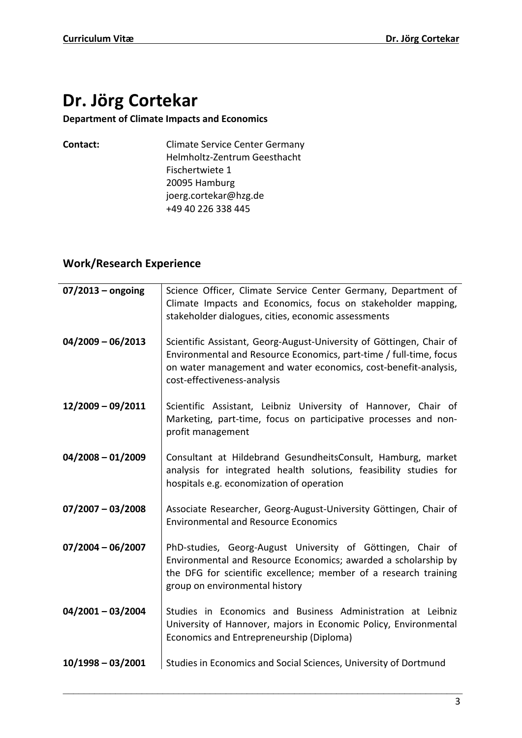# Dr. Jörg Cortekar

**Department of Climate Impacts and Economics**

**Contact:**

Climate Service Center Germany
Helmholtz-Zentrum Geesthacht
Fischertwiete 1
20095 Hamburg
joerg.cortekar@hzg.de
+49 40 226 338 445

## Work/Research Experience

| | |
|---|---|
| **07/2013 – ongoing** | Science Officer, Climate Service Center Germany, Department of Climate Impacts and Economics, focus on stakeholder mapping, stakeholder dialogues, cities, economic assessments |
| **04/2009 – 06/2013** | Scientific Assistant, Georg-August-University of Göttingen, Chair of Environmental and Resource Economics, part-time / full-time, focus on water management and water economics, cost-benefit-analysis, cost-effectiveness-analysis |
| **12/2009 – 09/2011** | Scientific Assistant, Leibniz University of Hannover, Chair of Marketing, part-time, focus on participative processes and non-profit management |
| **04/2008 – 01/2009** | Consultant at Hildebrand GesundheitsConsult, Hamburg, market analysis for integrated health solutions, feasibility studies for hospitals e.g. economization of operation |
| **07/2007 – 03/2008** | Associate Researcher, Georg-August-University Göttingen, Chair of Environmental and Resource Economics |
| **07/2004 – 06/2007** | PhD-studies, Georg-August University of Göttingen, Chair of Environmental and Resource Economics; awarded a scholarship by the DFG for scientific excellence; member of a research training group on environmental history |
| **04/2001 – 03/2004** | Studies in Economics and Business Administration at Leibniz University of Hannover, majors in Economic Policy, Environmental Economics and Entrepreneurship (Diploma) |
| **10/1998 – 03/2001** | Studies in Economics and Social Sciences, University of Dortmund |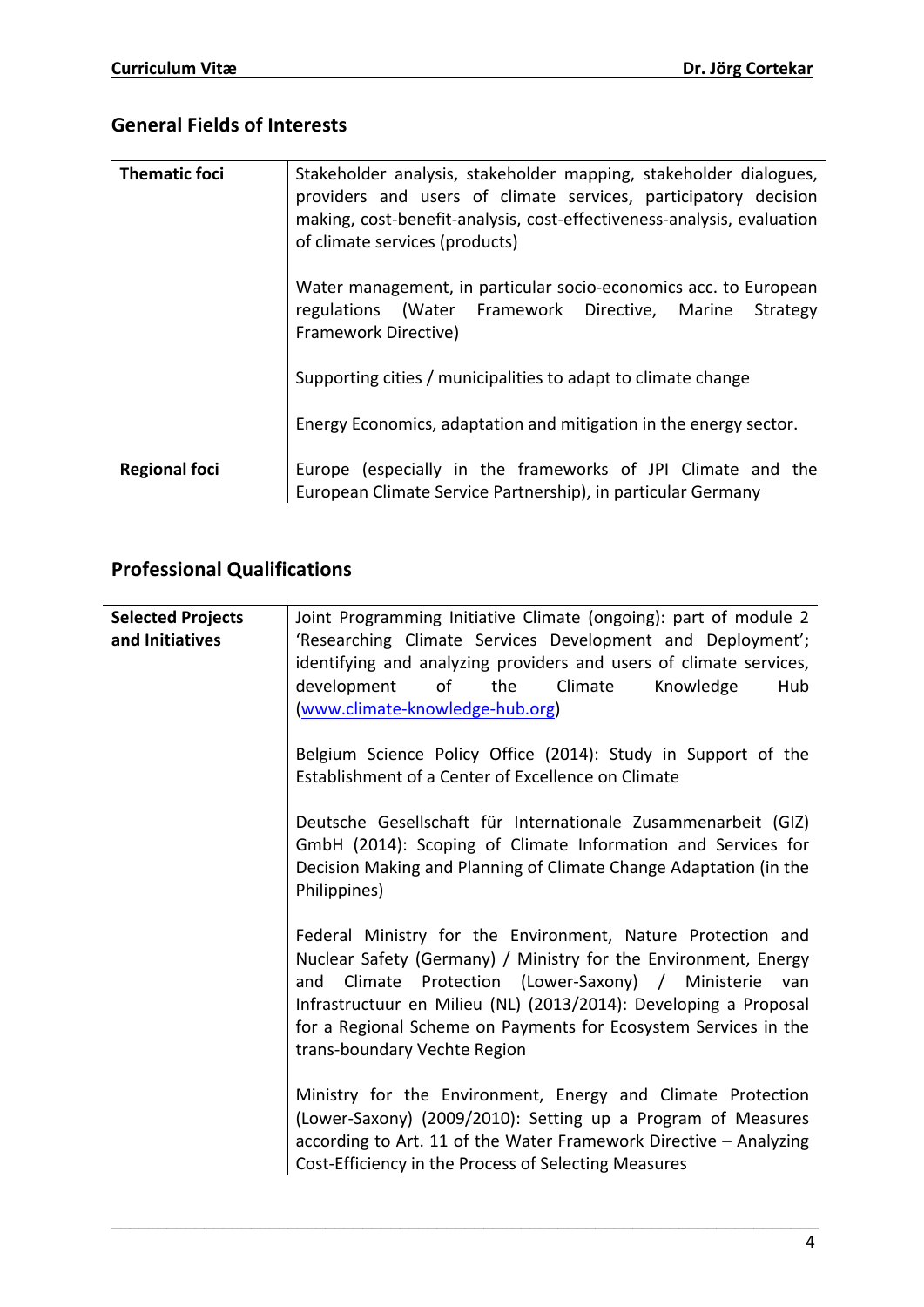## General Fields of Interests

| | |
|---|---|
| **Thematic foci** | Stakeholder analysis, stakeholder mapping, stakeholder dialogues, providers and users of climate services, participatory decision making, cost-benefit-analysis, cost-effectiveness-analysis, evaluation of climate services (products)<br><br>Water management, in particular socio-economics acc. to European regulations (Water Framework Directive, Marine Strategy Framework Directive)<br><br>Supporting cities / municipalities to adapt to climate change<br><br>Energy Economics, adaptation and mitigation in the energy sector. |
| **Regional foci** | Europe (especially in the frameworks of JPI Climate and the European Climate Service Partnership), in particular Germany |

## Professional Qualifications

| | |
|---|---|
| **Selected Projects and Initiatives** | Joint Programming Initiative Climate (ongoing): part of module 2 'Researching Climate Services Development and Deployment'; identifying and analyzing providers and users of climate services, development of the Climate Knowledge Hub ([www.climate-knowledge-hub.org](www.climate-knowledge-hub.org))<br><br>Belgium Science Policy Office (2014): Study in Support of the Establishment of a Center of Excellence on Climate<br><br>Deutsche Gesellschaft für Internationale Zusammenarbeit (GIZ) GmbH (2014): Scoping of Climate Information and Services for Decision Making and Planning of Climate Change Adaptation (in the Philippines)<br><br>Federal Ministry for the Environment, Nature Protection and Nuclear Safety (Germany) / Ministry for the Environment, Energy and Climate Protection (Lower-Saxony) / Ministerie van Infrastructuur en Milieu (NL) (2013/2014): Developing a Proposal for a Regional Scheme on Payments for Ecosystem Services in the trans-boundary Vechte Region<br><br>Ministry for the Environment, Energy and Climate Protection (Lower-Saxony) (2009/2010): Setting up a Program of Measures according to Art. 11 of the Water Framework Directive – Analyzing Cost-Efficiency in the Process of Selecting Measures |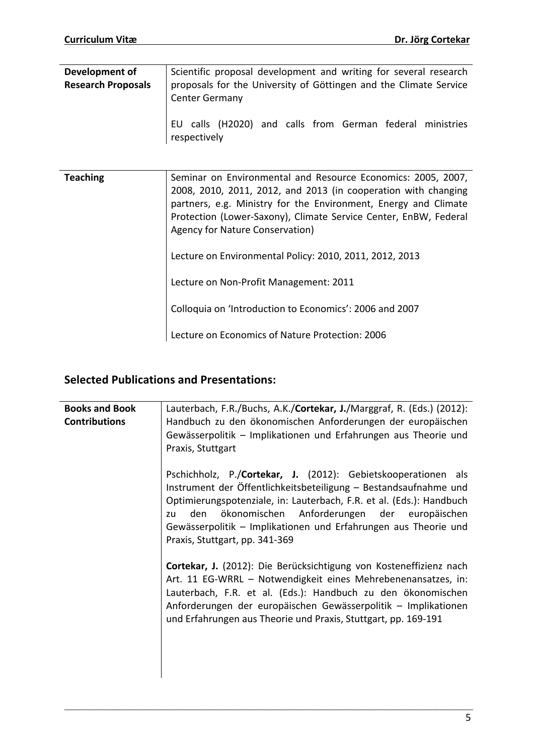| | |
|---|---|
| **Development of Research Proposals** | Scientific proposal development and writing for several research proposals for the University of Göttingen and the Climate Service Center Germany<br><br>EU calls (H2020) and calls from German federal ministries respectively |

| | |
|---|---|
| **Teaching** | Seminar on Environmental and Resource Economics: 2005, 2007, 2008, 2010, 2011, 2012, and 2013 (in cooperation with changing partners, e.g. Ministry for the Environment, Energy and Climate Protection (Lower-Saxony), Climate Service Center, EnBW, Federal Agency for Nature Conservation)<br><br>Lecture on Environmental Policy: 2010, 2011, 2012, 2013<br><br>Lecture on Non-Profit Management: 2011<br><br>Colloquia on 'Introduction to Economics': 2006 and 2007<br><br>Lecture on Economics of Nature Protection: 2006 |

## Selected Publications and Presentations:

| | |
|---|---|
| **Books and Book Contributions** | Lauterbach, F.R./Buchs, A.K./**Cortekar, J.**/Marggraf, R. (Eds.) (2012): Handbuch zu den ökonomischen Anforderungen der europäischen Gewässerpolitik – Implikationen und Erfahrungen aus Theorie und Praxis, Stuttgart<br><br>Pschichholz, P./**Cortekar, J.** (2012): Gebietskooperationen als Instrument der Öffentlichkeitsbeteiligung – Bestandsaufnahme und Optimierungspotenziale, in: Lauterbach, F.R. et al. (Eds.): Handbuch zu den ökonomischen Anforderungen der europäischen Gewässerpolitik – Implikationen und Erfahrungen aus Theorie und Praxis, Stuttgart, pp. 341-369<br><br>**Cortekar, J.** (2012): Die Berücksichtigung von Kosteneffizienz nach Art. 11 EG-WRRL – Notwendigkeit eines Mehrebenenansatzes, in: Lauterbach, F.R. et al. (Eds.): Handbuch zu den ökonomischen Anforderungen der europäischen Gewässerpolitik – Implikationen und Erfahrungen aus Theorie und Praxis, Stuttgart, pp. 169-191 |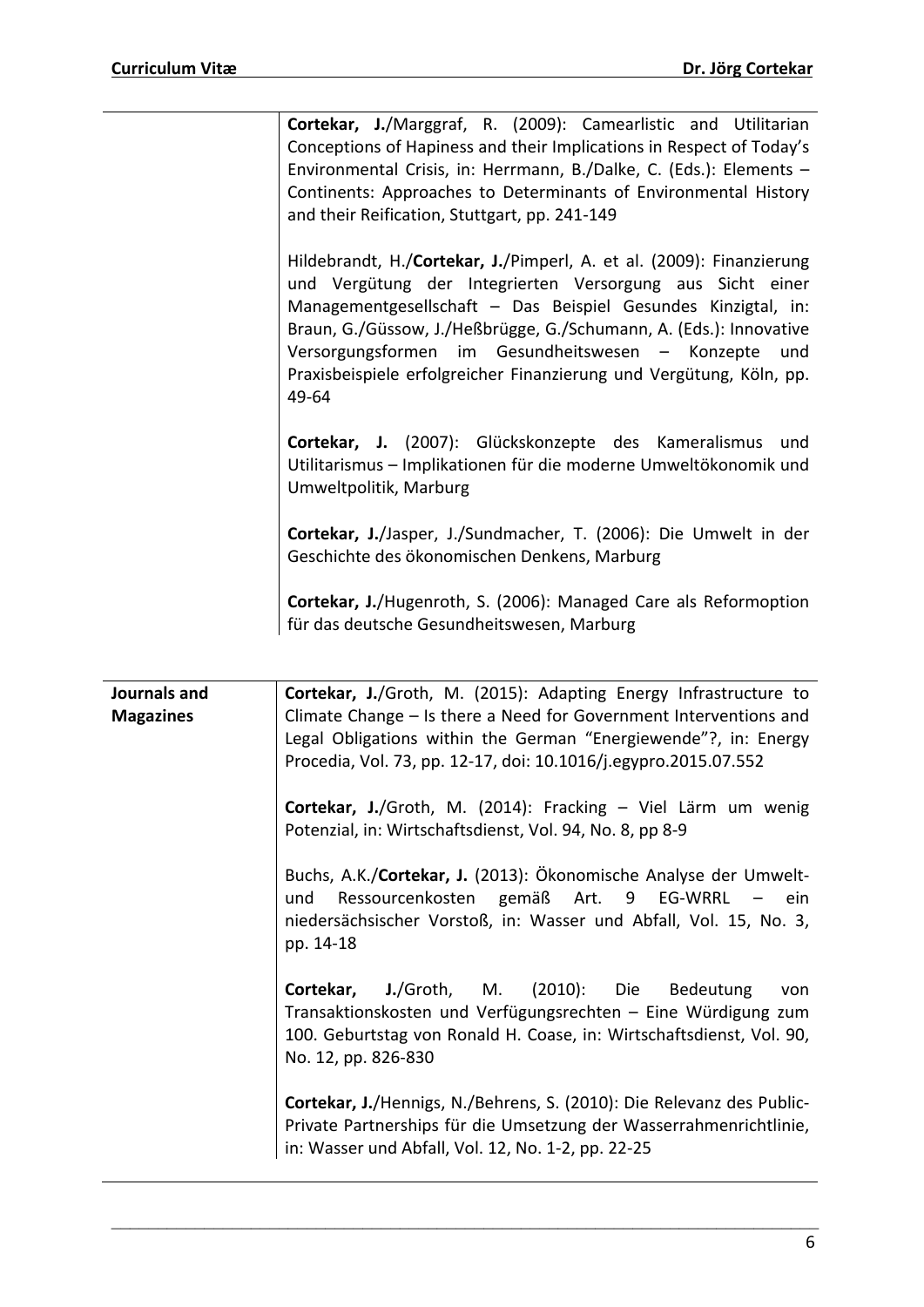**Cortekar, J.**/Marggraf, R. (2009): Camearlistic and Utilitarian Conceptions of Hapiness and their Implications in Respect of Today's Environmental Crisis, in: Herrmann, B./Dalke, C. (Eds.): Elements – Continents: Approaches to Determinants of Environmental History and their Reification, Stuttgart, pp. 241-149

Hildebrandt, H./**Cortekar, J.**/Pimperl, A. et al. (2009): Finanzierung und Vergütung der Integrierten Versorgung aus Sicht einer Managementgesellschaft – Das Beispiel Gesundes Kinzigtal, in: Braun, G./Güssow, J./Heßbrügge, G./Schumann, A. (Eds.): Innovative Versorgungsformen im Gesundheitswesen – Konzepte und Praxisbeispiele erfolgreicher Finanzierung und Vergütung, Köln, pp. 49-64

**Cortekar, J.** (2007): Glückskonzepte des Kameralismus und Utilitarismus – Implikationen für die moderne Umweltökonomik und Umweltpolitik, Marburg

**Cortekar, J.**/Jasper, J./Sundmacher, T. (2006): Die Umwelt in der Geschichte des ökonomischen Denkens, Marburg

**Cortekar, J.**/Hugenroth, S. (2006): Managed Care als Reformoption für das deutsche Gesundheitswesen, Marburg

**Journals and Magazines**

**Cortekar, J.**/Groth, M. (2015): Adapting Energy Infrastructure to Climate Change – Is there a Need for Government Interventions and Legal Obligations within the German "Energiewende"?, in: Energy Procedia, Vol. 73, pp. 12-17, doi: 10.1016/j.egypro.2015.07.552

**Cortekar, J.**/Groth, M. (2014): Fracking – Viel Lärm um wenig Potenzial, in: Wirtschaftsdienst, Vol. 94, No. 8, pp 8-9

Buchs, A.K./**Cortekar, J.** (2013): Ökonomische Analyse der Umwelt- und Ressourcenkosten gemäß Art. 9 EG-WRRL – ein niedersächsischer Vorstoß, in: Wasser und Abfall, Vol. 15, No. 3, pp. 14-18

**Cortekar, J.**/Groth, M. (2010): Die Bedeutung von Transaktionskosten und Verfügungsrechten – Eine Würdigung zum 100. Geburtstag von Ronald H. Coase, in: Wirtschaftsdienst, Vol. 90, No. 12, pp. 826-830

**Cortekar, J.**/Hennigs, N./Behrens, S. (2010): Die Relevanz des Public-Private Partnerships für die Umsetzung der Wasserrahmenrichtlinie, in: Wasser und Abfall, Vol. 12, No. 1-2, pp. 22-25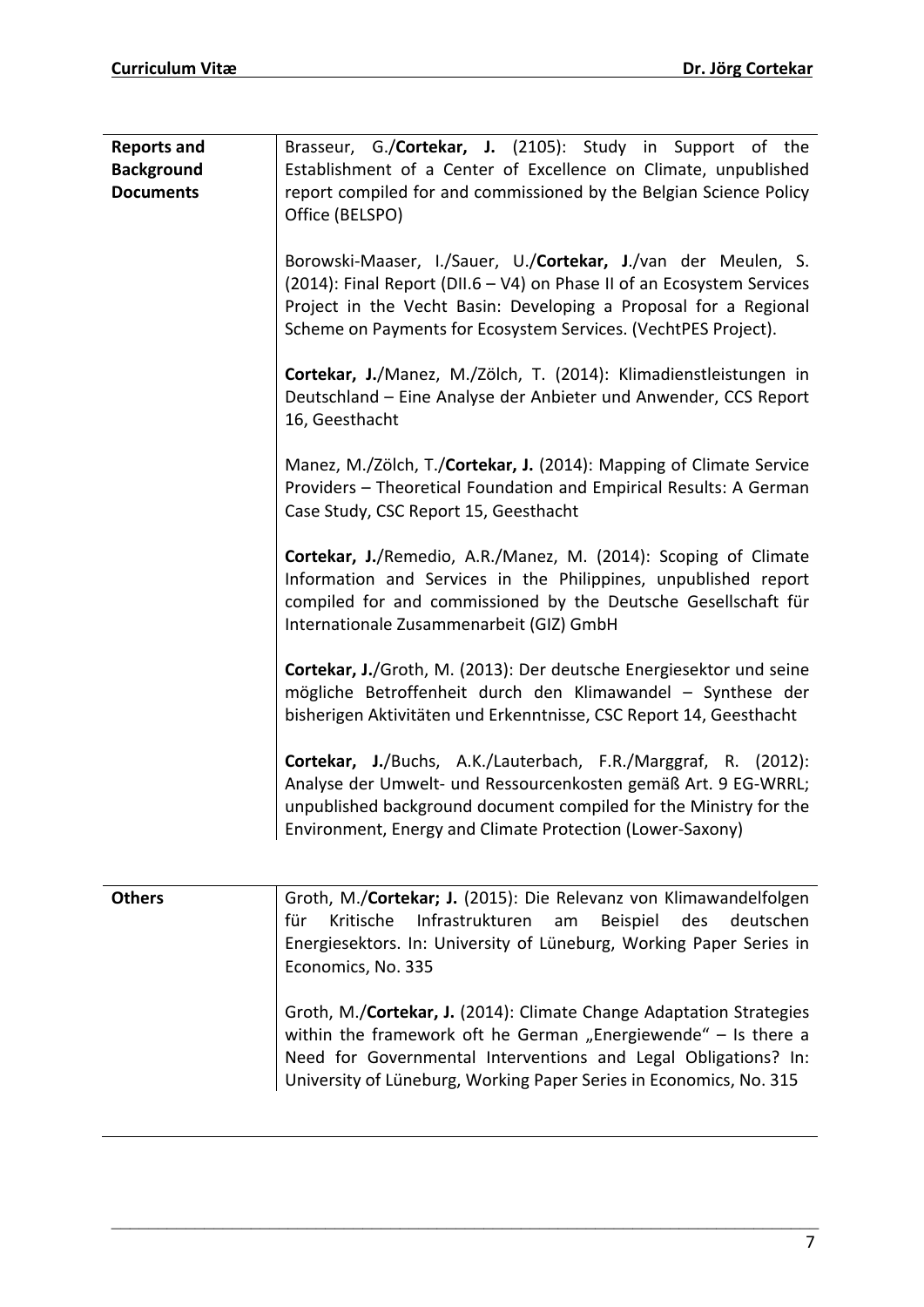| | |
|---|---|
| **Reports and Background Documents** | Brasseur, G./**Cortekar, J.** (2105): Study in Support of the Establishment of a Center of Excellence on Climate, unpublished report compiled for and commissioned by the Belgian Science Policy Office (BELSPO) |
| | Borowski-Maaser, I./Sauer, U./**Cortekar, J**./van der Meulen, S. (2014): Final Report (DII.6 – V4) on Phase II of an Ecosystem Services Project in the Vecht Basin: Developing a Proposal for a Regional Scheme on Payments for Ecosystem Services. (VechtPES Project). |
| | **Cortekar, J.**/Manez, M./Zölch, T. (2014): Klimadienstleistungen in Deutschland – Eine Analyse der Anbieter und Anwender, CCS Report 16, Geesthacht |
| | Manez, M./Zölch, T./**Cortekar, J.** (2014): Mapping of Climate Service Providers – Theoretical Foundation and Empirical Results: A German Case Study, CSC Report 15, Geesthacht |
| | **Cortekar, J.**/Remedio, A.R./Manez, M. (2014): Scoping of Climate Information and Services in the Philippines, unpublished report compiled for and commissioned by the Deutsche Gesellschaft für Internationale Zusammenarbeit (GIZ) GmbH |
| | **Cortekar, J.**/Groth, M. (2013): Der deutsche Energiesektor und seine mögliche Betroffenheit durch den Klimawandel – Synthese der bisherigen Aktivitäten und Erkenntnisse, CSC Report 14, Geesthacht |
| | **Cortekar, J.**/Buchs, A.K./Lauterbach, F.R./Marggraf, R. (2012): Analyse der Umwelt- und Ressourcenkosten gemäß Art. 9 EG-WRRL; unpublished background document compiled for the Ministry for the Environment, Energy and Climate Protection (Lower-Saxony) |

| | |
|---|---|
| **Others** | Groth, M./**Cortekar; J.** (2015): Die Relevanz von Klimawandelfolgen für Kritische Infrastrukturen am Beispiel des deutschen Energiesektors. In: University of Lüneburg, Working Paper Series in Economics, No. 335 |
| | Groth, M./**Cortekar, J.** (2014): Climate Change Adaptation Strategies within the framework oft he German „Energiewende" – Is there a Need for Governmental Interventions and Legal Obligations? In: University of Lüneburg, Working Paper Series in Economics, No. 315 |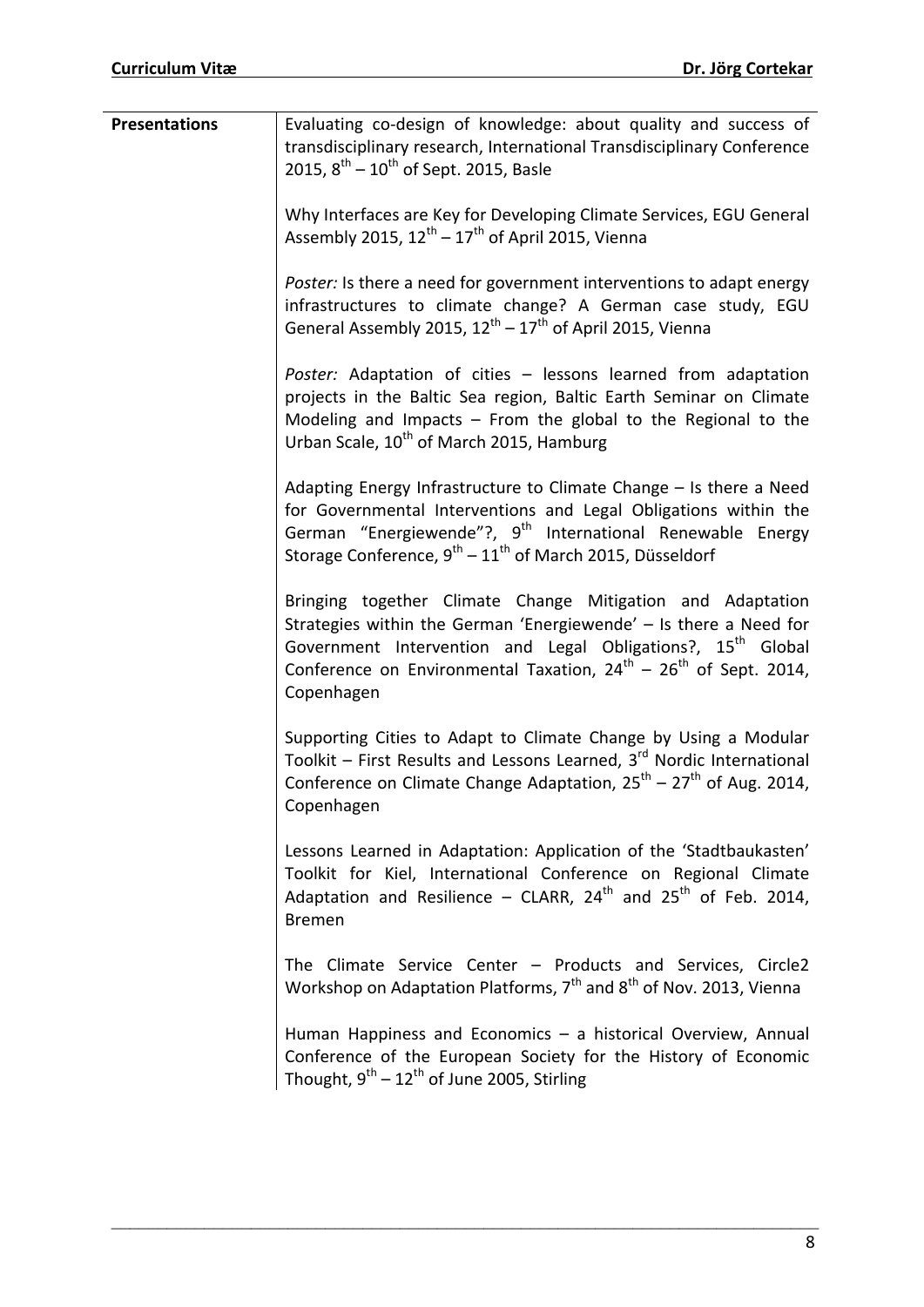**Presentations**

Evaluating co-design of knowledge: about quality and success of transdisciplinary research, International Transdisciplinary Conference 2015, 8th – 10th of Sept. 2015, Basle

Why Interfaces are Key for Developing Climate Services, EGU General Assembly 2015, 12th – 17th of April 2015, Vienna

*Poster:* Is there a need for government interventions to adapt energy infrastructures to climate change? A German case study, EGU General Assembly 2015, 12th – 17th of April 2015, Vienna

*Poster:* Adaptation of cities – lessons learned from adaptation projects in the Baltic Sea region, Baltic Earth Seminar on Climate Modeling and Impacts – From the global to the Regional to the Urban Scale, 10th of March 2015, Hamburg

Adapting Energy Infrastructure to Climate Change – Is there a Need for Governmental Interventions and Legal Obligations within the German "Energiewende"?, 9th International Renewable Energy Storage Conference, 9th – 11th of March 2015, Düsseldorf

Bringing together Climate Change Mitigation and Adaptation Strategies within the German 'Energiewende' – Is there a Need for Government Intervention and Legal Obligations?, 15th Global Conference on Environmental Taxation, 24th – 26th of Sept. 2014, Copenhagen

Supporting Cities to Adapt to Climate Change by Using a Modular Toolkit – First Results and Lessons Learned, 3rd Nordic International Conference on Climate Change Adaptation, 25th – 27th of Aug. 2014, Copenhagen

Lessons Learned in Adaptation: Application of the 'Stadtbaukasten' Toolkit for Kiel, International Conference on Regional Climate Adaptation and Resilience – CLARR, 24th and 25th of Feb. 2014, Bremen

The Climate Service Center – Products and Services, Circle2 Workshop on Adaptation Platforms, 7th and 8th of Nov. 2013, Vienna

Human Happiness and Economics – a historical Overview, Annual Conference of the European Society for the History of Economic Thought, 9th – 12th of June 2005, Stirling